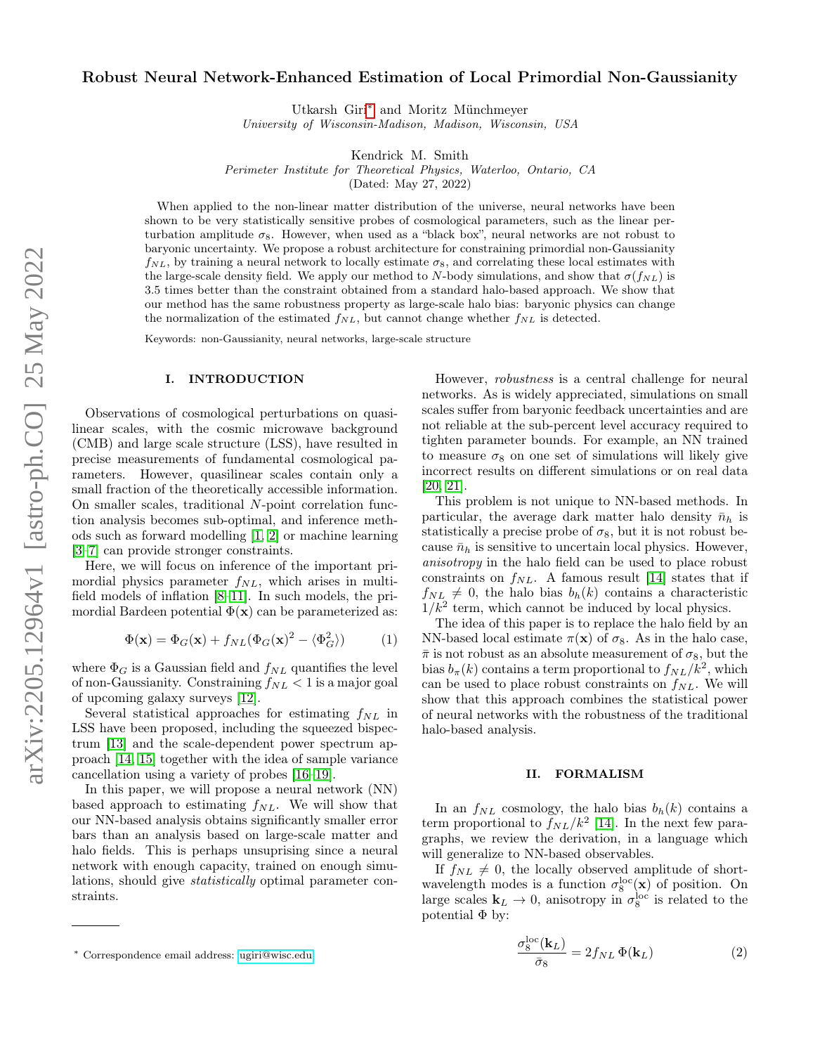# Robust Neural Network-Enhanced Estimation of Local Primordial Non-Gaussianity

Utkarsh Giri* and Moritz Münchmeyer
*University of Wisconsin-Madison, Madison, Wisconsin, USA*

Kendrick M. Smith
*Perimeter Institute for Theoretical Physics, Waterloo, Ontario, CA*
(Dated: May 27, 2022)

When applied to the non-linear matter distribution of the universe, neural networks have been shown to be very statistically sensitive probes of cosmological parameters, such as the linear perturbation amplitude $\sigma_8$. However, when used as a "black box", neural networks are not robust to baryonic uncertainty. We propose a robust architecture for constraining primordial non-Gaussianity $f_{NL}$, by training a neural network to locally estimate $\sigma_8$, and correlating these local estimates with the large-scale density field. We apply our method to $N$-body simulations, and show that $\sigma(f_{NL})$ is 3.5 times better than the constraint obtained from a standard halo-based approach. We show that our method has the same robustness property as large-scale halo bias: baryonic physics can change the normalization of the estimated $f_{NL}$, but cannot change whether $f_{NL}$ is detected.

Keywords: non-Gaussianity, neural networks, large-scale structure

## I. INTRODUCTION

Observations of cosmological perturbations on quasi-linear scales, with the cosmic microwave background (CMB) and large scale structure (LSS), have resulted in precise measurements of fundamental cosmological parameters. However, quasilinear scales contain only a small fraction of the theoretically accessible information. On smaller scales, traditional $N$-point correlation function analysis becomes sub-optimal, and inference methods such as forward modelling [1, 2] or machine learning [3–7] can provide stronger constraints.

Here, we will focus on inference of the important primordial physics parameter $f_{NL}$, which arises in multi-field models of inflation [8–11]. In such models, the primordial Bardeen potential $\Phi(\mathbf{x})$ can be parameterized as:

$$\Phi(\mathbf{x}) = \Phi_G(\mathbf{x}) + f_{NL}(\Phi_G(\mathbf{x})^2 - \langle \Phi_G^2 \rangle) \tag{1}$$

where $\Phi_G$ is a Gaussian field and $f_{NL}$ quantifies the level of non-Gaussianity. Constraining $f_{NL} < 1$ is a major goal of upcoming galaxy surveys [12].

Several statistical approaches for estimating $f_{NL}$ in LSS have been proposed, including the squeezed bispectrum [13] and the scale-dependent power spectrum approach [14, 15] together with the idea of sample variance cancellation using a variety of probes [16–19].

In this paper, we will propose a neural network (NN) based approach to estimating $f_{NL}$. We will show that our NN-based analysis obtains significantly smaller error bars than an analysis based on large-scale matter and halo fields. This is perhaps unsurprising since a neural network with enough capacity, trained on enough simulations, should give *statistically* optimal parameter constraints.

However, *robustness* is a central challenge for neural networks. As is widely appreciated, simulations on small scales suffer from baryonic feedback uncertainties and are not reliable at the sub-percent level accuracy required to tighten parameter bounds. For example, an NN trained to measure $\sigma_8$ on one set of simulations will likely give incorrect results on different simulations or on real data [20, 21].

This problem is not unique to NN-based methods. In particular, the average dark matter halo density $\bar{n}_h$ is statistically a precise probe of $\sigma_8$, but it is not robust because $\bar{n}_h$ is sensitive to uncertain local physics. However, *anisotropy* in the halo field can be used to place robust constraints on $f_{NL}$. A famous result [14] states that if $f_{NL} \neq 0$, the halo bias $b_h(k)$ contains a characteristic $1/k^2$ term, which cannot be induced by local physics.

The idea of this paper is to replace the halo field by an NN-based local estimate $\pi(\mathbf{x})$ of $\sigma_8$. As in the halo case, $\bar{\pi}$ is not robust as an absolute measurement of $\sigma_8$, but the bias $b_\pi(k)$ contains a term proportional to $f_{NL}/k^2$, which can be used to place robust constraints on $f_{NL}$. We will show that this approach combines the statistical power of neural networks with the robustness of the traditional halo-based analysis.

## II. FORMALISM

In an $f_{NL}$ cosmology, the halo bias $b_h(k)$ contains a term proportional to $f_{NL}/k^2$ [14]. In the next few paragraphs, we review the derivation, in a language which will generalize to NN-based observables.

If $f_{NL} \neq 0$, the locally observed amplitude of short-wavelength modes is a function $\sigma_8^{\mathrm{loc}}(\mathbf{x})$ of position. On large scales $\mathbf{k}_L \to 0$, anisotropy in $\sigma_8^{\mathrm{loc}}$ is related to the potential $\Phi$ by:

$$\frac{\sigma_8^{\mathrm{loc}}(\mathbf{k}_L)}{\bar{\sigma}_8} = 2 f_{NL}\, \Phi(\mathbf{k}_L) \tag{2}$$

---

* Correspondence email address: ugiri@wisc.edu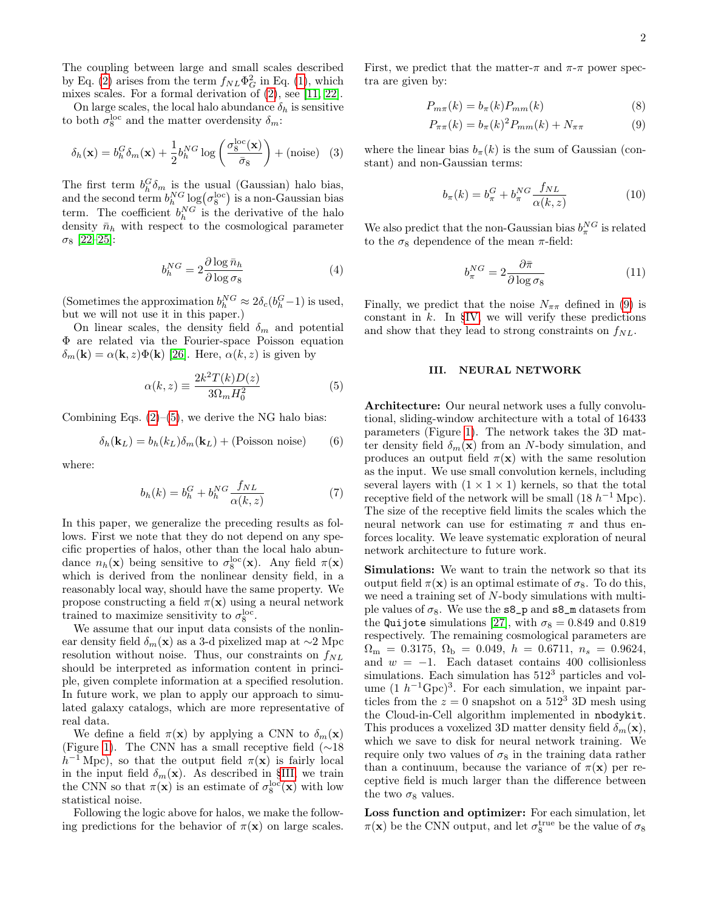The coupling between large and small scales described by Eq. (2) arises from the term $f_{NL}\Phi_G^2$ in Eq. (1), which mixes scales. For a formal derivation of (2), see [11, 22].

On large scales, the local halo abundance $\delta_h$ is sensitive to both $\sigma_8^{\rm loc}$ and the matter overdensity $\delta_m$:

$$\delta_h(\mathbf{x}) = b_h^G \delta_m(\mathbf{x}) + \frac{1}{2} b_h^{NG} \log\left(\frac{\sigma_8^{\rm loc}(\mathbf{x})}{\bar{\sigma}_8}\right) + \text{(noise)} \quad (3)$$

The first term $b_h^G \delta_m$ is the usual (Gaussian) halo bias, and the second term $b_h^{NG} \log(\sigma_8^{\rm loc})$ is a non-Gaussian bias term. The coefficient $b_h^{NG}$ is the derivative of the halo density $\bar{n}_h$ with respect to the cosmological parameter $\sigma_8$ [22–25]:

$$b_h^{NG} = 2 \frac{\partial \log \bar{n}_h}{\partial \log \sigma_8} \quad (4)$$

(Sometimes the approximation $b_h^{NG} \approx 2\delta_c(b_h^G - 1)$ is used, but we will not use it in this paper.)

On linear scales, the density field $\delta_m$ and potential $\Phi$ are related via the Fourier-space Poisson equation $\delta_m(\mathbf{k}) = \alpha(\mathbf{k}, z)\Phi(\mathbf{k})$ [26]. Here, $\alpha(k, z)$ is given by

$$\alpha(k, z) \equiv \frac{2k^2 T(k) D(z)}{3 \Omega_m H_0^2} \quad (5)$$

Combining Eqs. (2)–(5), we derive the NG halo bias:

$$\delta_h(\mathbf{k}_L) = b_h(k_L)\delta_m(\mathbf{k}_L) + \text{(Poisson noise)} \quad (6)$$

where:

$$b_h(k) = b_h^G + b_h^{NG} \frac{f_{NL}}{\alpha(k, z)} \quad (7)$$

In this paper, we generalize the preceding results as follows. First we note that they do not depend on any specific properties of halos, other than the local halo abundance $n_h(\mathbf{x})$ being sensitive to $\sigma_8^{\rm loc}(\mathbf{x})$. Any field $\pi(\mathbf{x})$ which is derived from the nonlinear density field, in a reasonably local way, should have the same property. We propose constructing a field $\pi(\mathbf{x})$ using a neural network trained to maximize sensitivity to $\sigma_8^{\rm loc}$.

We assume that our input data consists of the nonlinear density field $\delta_m(\mathbf{x})$ as a 3-d pixelized map at $\sim$2 Mpc resolution without noise. Thus, our constraints on $f_{NL}$ should be interpreted as information content in principle, given complete information at a specified resolution. In future work, we plan to apply our approach to simulated galaxy catalogs, which are more representative of real data.

We define a field $\pi(\mathbf{x})$ by applying a CNN to $\delta_m(\mathbf{x})$ (Figure 1). The CNN has a small receptive field ($\sim$18 $h^{-1}$ Mpc), so that the output field $\pi(\mathbf{x})$ is fairly local in the input field $\delta_m(\mathbf{x})$. As described in §III, we train the CNN so that $\pi(\mathbf{x})$ is an estimate of $\sigma_8^{\rm loc}(\mathbf{x})$ with low statistical noise.

Following the logic above for halos, we make the following predictions for the behavior of $\pi(\mathbf{x})$ on large scales. First, we predict that the matter-$\pi$ and $\pi$-$\pi$ power spectra are given by:

$$P_{m\pi}(k) = b_\pi(k) P_{mm}(k) \quad (8)$$

$$P_{\pi\pi}(k) = b_\pi(k)^2 P_{mm}(k) + N_{\pi\pi} \quad (9)$$

where the linear bias $b_\pi(k)$ is the sum of Gaussian (constant) and non-Gaussian terms:

$$b_\pi(k) = b_\pi^G + b_\pi^{NG} \frac{f_{NL}}{\alpha(k, z)} \quad (10)$$

We also predict that the non-Gaussian bias $b_\pi^{NG}$ is related to the $\sigma_8$ dependence of the mean $\pi$-field:

$$b_\pi^{NG} = 2 \frac{\partial \bar{\pi}}{\partial \log \sigma_8} \quad (11)$$

Finally, we predict that the noise $N_{\pi\pi}$ defined in (9) is constant in $k$. In §IV, we will verify these predictions and show that they lead to strong constraints on $f_{NL}$.

## III. NEURAL NETWORK

**Architecture:** Our neural network uses a fully convolutional, sliding-window architecture with a total of 16433 parameters (Figure 1). The network takes the 3D matter density field $\delta_m(\mathbf{x})$ from an $N$-body simulation, and produces an output field $\pi(\mathbf{x})$ with the same resolution as the input. We use small convolution kernels, including several layers with $(1 \times 1 \times 1)$ kernels, so that the total receptive field of the network will be small (18 $h^{-1}$ Mpc). The size of the receptive field limits the scales which the neural network can use for estimating $\pi$ and thus enforces locality. We leave systematic exploration of neural network architecture to future work.

**Simulations:** We want to train the network so that its output field $\pi(\mathbf{x})$ is an optimal estimate of $\sigma_8$. To do this, we need a training set of $N$-body simulations with multiple values of $\sigma_8$. We use the `s8_p` and `s8_m` datasets from the `Quijote` simulations [27], with $\sigma_8 = 0.849$ and 0.819 respectively. The remaining cosmological parameters are $\Omega_{\rm m} = 0.3175$, $\Omega_{\rm b} = 0.049$, $h = 0.6711$, $n_s = 0.9624$, and $w = -1$. Each dataset contains 400 collisionless simulations. Each simulation has $512^3$ particles and volume $(1\ h^{-1}\text{Gpc})^3$. For each simulation, we inpaint particles from the $z = 0$ snapshot on a $512^3$ 3D mesh using the Cloud-in-Cell algorithm implemented in `nbodykit`. This produces a voxelized 3D matter density field $\delta_m(\mathbf{x})$, which we save to disk for neural network training. We require only two values of $\sigma_8$ in the training data rather than a continuum, because the variance of $\pi(\mathbf{x})$ per receptive field is much larger than the difference between the two $\sigma_8$ values.

**Loss function and optimizer:** For each simulation, let $\pi(\mathbf{x})$ be the CNN output, and let $\sigma_8^{\rm true}$ be the value of $\sigma_8$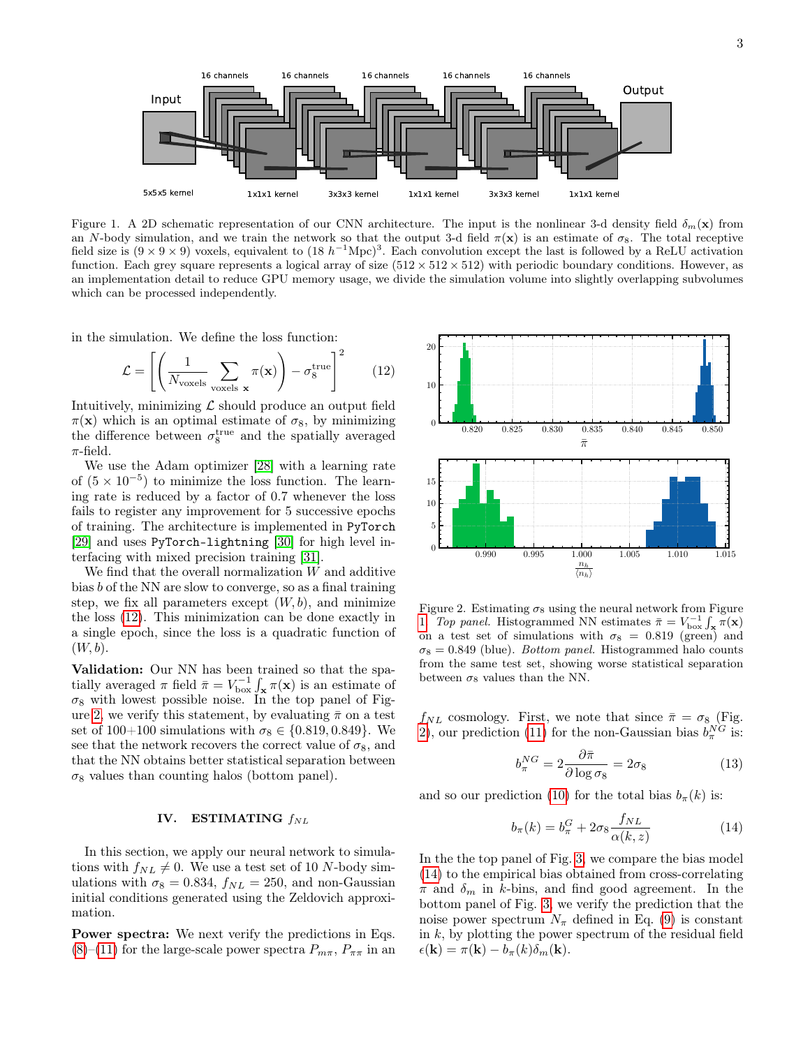Figure 1. A 2D schematic representation of our CNN architecture. The input is the nonlinear 3-d density field $\delta_m(\mathbf{x})$ from an $N$-body simulation, and we train the network so that the output 3-d field $\pi(\mathbf{x})$ is an estimate of $\sigma_8$. The total receptive field size is $(9 \times 9 \times 9)$ voxels, equivalent to $(18\, h^{-1}\text{Mpc})^3$. Each convolution except the last is followed by a ReLU activation function. Each grey square represents a logical array of size $(512 \times 512 \times 512)$ with periodic boundary conditions. However, as an implementation detail to reduce GPU memory usage, we divide the simulation volume into slightly overlapping subvolumes which can be processed independently.

in the simulation. We define the loss function:

$$\mathcal{L} = \left[ \left( \frac{1}{N_{\text{voxels}}} \sum_{\text{voxels } \mathbf{x}} \pi(\mathbf{x}) \right) - \sigma_8^{\text{true}} \right]^2 \tag{12}$$

Intuitively, minimizing $\mathcal{L}$ should produce an output field $\pi(\mathbf{x})$ which is an optimal estimate of $\sigma_8$, by minimizing the difference between $\sigma_8^{\text{true}}$ and the spatially averaged $\pi$-field.

We use the Adam optimizer [28] with a learning rate of $(5 \times 10^{-5})$ to minimize the loss function. The learning rate is reduced by a factor of 0.7 whenever the loss fails to register any improvement for 5 successive epochs of training. The architecture is implemented in `PyTorch` [29] and uses `PyTorch-lightning` [30] for high level interfacing with mixed precision training [31].

We find that the overall normalization $W$ and additive bias $b$ of the NN are slow to converge, so as a final training step, we fix all parameters except $(W, b)$, and minimize the loss (12). This minimization can be done exactly in a single epoch, since the loss is a quadratic function of $(W, b)$.

**Validation:** Our NN has been trained so that the spatially averaged $\pi$ field $\bar{\pi} = V_{\text{box}}^{-1} \int_{\mathbf{x}} \pi(\mathbf{x})$ is an estimate of $\sigma_8$ with lowest possible noise. In the top panel of Figure 2, we verify this statement, by evaluating $\bar{\pi}$ on a test set of 100+100 simulations with $\sigma_8 \in \{0.819, 0.849\}$. We see that the network recovers the correct value of $\sigma_8$, and that the NN obtains better statistical separation between $\sigma_8$ values than counting halos (bottom panel).

Figure 2. Estimating $\sigma_8$ using the neural network from Figure 1. *Top panel.* Histogrammed NN estimates $\bar{\pi} = V_{\text{box}}^{-1} \int_{\mathbf{x}} \pi(\mathbf{x})$ on a test set of simulations with $\sigma_8 = 0.819$ (green) and $\sigma_8 = 0.849$ (blue). *Bottom panel.* Histogrammed halo counts from the same test set, showing worse statistical separation between $\sigma_8$ values than the NN.

## IV. ESTIMATING $f_{NL}$

In this section, we apply our neural network to simulations with $f_{NL} \neq 0$. We use a test set of 10 $N$-body simulations with $\sigma_8 = 0.834$, $f_{NL} = 250$, and non-Gaussian initial conditions generated using the Zeldovich approximation.

**Power spectra:** We next verify the predictions in Eqs. (8)–(11) for the large-scale power spectra $P_{m\pi}$, $P_{\pi\pi}$ in an $f_{NL}$ cosmology. First, we note that since $\bar{\pi} = \sigma_8$ (Fig. 2), our prediction (11) for the non-Gaussian bias $b_\pi^{NG}$ is:

$$b_\pi^{NG} = 2 \frac{\partial \bar{\pi}}{\partial \log \sigma_8} = 2\sigma_8 \tag{13}$$

and so our prediction (10) for the total bias $b_\pi(k)$ is:

$$b_\pi(k) = b_\pi^G + 2\sigma_8 \frac{f_{NL}}{\alpha(k, z)} \tag{14}$$

In the the top panel of Fig. 3, we compare the bias model (14) to the empirical bias obtained from cross-correlating $\pi$ and $\delta_m$ in $k$-bins, and find good agreement. In the bottom panel of Fig. 3, we verify the prediction that the noise power spectrum $N_\pi$ defined in Eq. (9) is constant in $k$, by plotting the power spectrum of the residual field $\epsilon(\mathbf{k}) = \pi(\mathbf{k}) - b_\pi(k)\delta_m(\mathbf{k})$.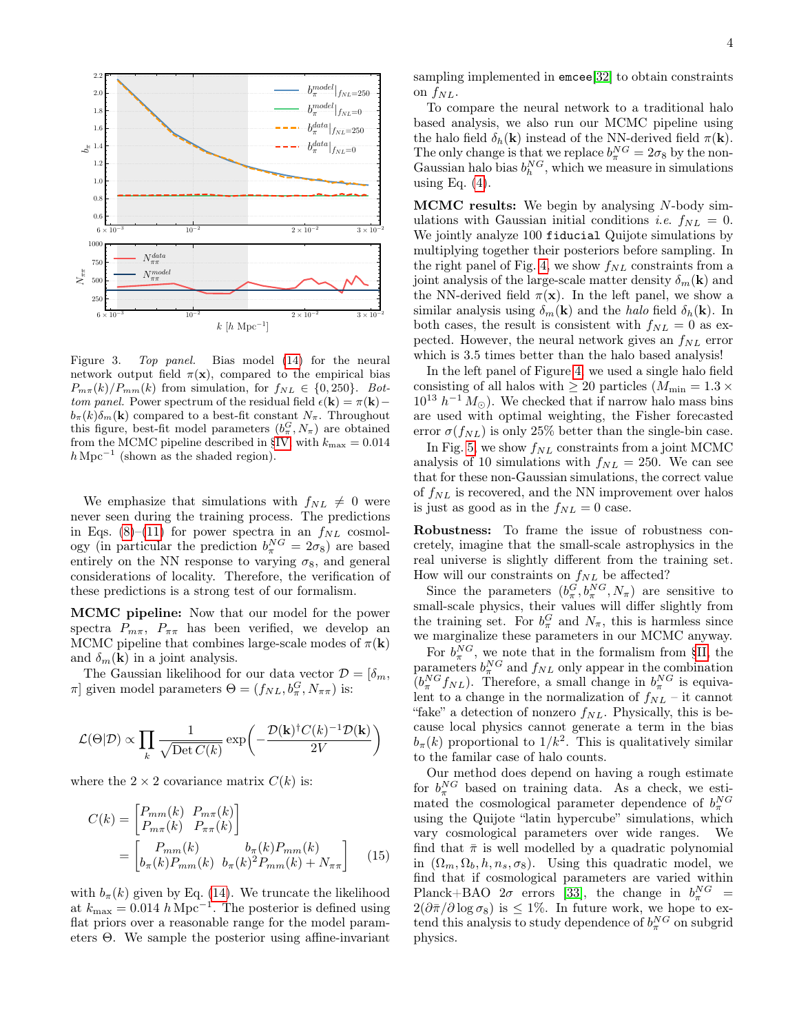Figure 3. *Top panel.* Bias model (14) for the neural network output field $\pi(\mathbf{x})$, compared to the empirical bias $P_{m\pi}(k)/P_{mm}(k)$ from simulation, for $f_{NL} \in \{0, 250\}$. *Bottom panel.* Power spectrum of the residual field $\epsilon(\mathbf{k}) = \pi(\mathbf{k}) - b_\pi(k)\delta_m(\mathbf{k})$ compared to a best-fit constant $N_\pi$. Throughout this figure, best-fit model parameters $(b_\pi^G, N_\pi)$ are obtained from the MCMC pipeline described in §IV with $k_{\max} = 0.014$ $h\,\mathrm{Mpc}^{-1}$ (shown as the shaded region).

We emphasize that simulations with $f_{NL} \neq 0$ were never seen during the training process. The predictions in Eqs. (8)–(11) for power spectra in an $f_{NL}$ cosmology (in particular the prediction $b_\pi^{NG} = 2\sigma_8$) are based entirely on the NN response to varying $\sigma_8$, and general considerations of locality. Therefore, the verification of these predictions is a strong test of our formalism.

**MCMC pipeline:** Now that our model for the power spectra $P_{m\pi}$, $P_{\pi\pi}$ has been verified, we develop an MCMC pipeline that combines large-scale modes of $\pi(\mathbf{k})$ and $\delta_m(\mathbf{k})$ in a joint analysis.

The Gaussian likelihood for our data vector $\mathcal{D} = [\delta_m, \pi]$ given model parameters $\Theta = (f_{NL}, b_\pi^G, N_{\pi\pi})$ is:

$$\mathcal{L}(\Theta|\mathcal{D}) \propto \prod_k \frac{1}{\sqrt{\mathrm{Det}\, C(k)}} \exp\left( -\frac{\mathcal{D}(\mathbf{k})^\dagger C(k)^{-1} \mathcal{D}(\mathbf{k})}{2V} \right)$$

where the $2 \times 2$ covariance matrix $C(k)$ is:

$$C(k) = \begin{bmatrix} P_{mm}(k) & P_{m\pi}(k) \\ P_{m\pi}(k) & P_{\pi\pi}(k) \end{bmatrix} = \begin{bmatrix} P_{mm}(k) & b_\pi(k) P_{mm}(k) \\ b_\pi(k) P_{mm}(k) & b_\pi(k)^2 P_{mm}(k) + N_{\pi\pi} \end{bmatrix} \tag{15}$$

with $b_\pi(k)$ given by Eq. (14). We truncate the likelihood at $k_{\max} = 0.014$ $h\,\mathrm{Mpc}^{-1}$. The posterior is defined using flat priors over a reasonable range for the model parameters $\Theta$. We sample the posterior using affine-invariant sampling implemented in `emcee`[32] to obtain constraints on $f_{NL}$.

To compare the neural network to a traditional halo based analysis, we also run our MCMC pipeline using the halo field $\delta_h(\mathbf{k})$ instead of the NN-derived field $\pi(\mathbf{k})$. The only change is that we replace $b_\pi^{NG} = 2\sigma_8$ by the non-Gaussian halo bias $b_h^{NG}$, which we measure in simulations using Eq. (4).

**MCMC results:** We begin by analysing $N$-body simulations with Gaussian initial conditions *i.e.* $f_{NL} = 0$. We jointly analyze 100 `fiducial` Quijote simulations by multiplying together their posteriors before sampling. In the right panel of Fig. 4, we show $f_{NL}$ constraints from a joint analysis of the large-scale matter density $\delta_m(\mathbf{k})$ and the NN-derived field $\pi(\mathbf{x})$. In the left panel, we show a similar analysis using $\delta_m(\mathbf{k})$ and the *halo* field $\delta_h(\mathbf{k})$. In both cases, the result is consistent with $f_{NL} = 0$ as expected. However, the neural network gives an $f_{NL}$ error which is 3.5 times better than the halo based analysis!

In the left panel of Figure 4, we used a single halo field consisting of all halos with $\geq 20$ particles ($M_{\min} = 1.3 \times 10^{13}$ $h^{-1} M_\odot$). We checked that if narrow halo mass bins are used with optimal weighting, the Fisher forecasted error $\sigma(f_{NL})$ is only 25% better than the single-bin case.

In Fig. 5, we show $f_{NL}$ constraints from a joint MCMC analysis of 10 simulations with $f_{NL} = 250$. We can see that for these non-Gaussian simulations, the correct value of $f_{NL}$ is recovered, and the NN improvement over halos is just as good as in the $f_{NL} = 0$ case.

**Robustness:** To frame the issue of robustness concretely, imagine that the small-scale astrophysics in the real universe is slightly different from the training set. How will our constraints on $f_{NL}$ be affected?

Since the parameters $(b_\pi^G, b_\pi^{NG}, N_\pi)$ are sensitive to small-scale physics, their values will differ slightly from the training set. For $b_\pi^G$ and $N_\pi$, this is harmless since we marginalize these parameters in our MCMC anyway.

For $b_\pi^{NG}$, we note that in the formalism from §II, the parameters $b_\pi^{NG}$ and $f_{NL}$ only appear in the combination $(b_\pi^{NG} f_{NL})$. Therefore, a small change in $b_\pi^{NG}$ is equivalent to a change in the normalization of $f_{NL}$ – it cannot "fake" a detection of nonzero $f_{NL}$. Physically, this is because local physics cannot generate a term in the bias $b_\pi(k)$ proportional to $1/k^2$. This is qualitatively similar to the familar case of halo counts.

Our method does depend on having a rough estimate for $b_\pi^{NG}$ based on training data. As a check, we estimated the cosmological parameter dependence of $b_\pi^{NG}$ using the Quijote "latin hypercube" simulations, which vary cosmological parameters over wide ranges. We find that $\bar{\pi}$ is well modelled by a quadratic polynomial in $(\Omega_m, \Omega_b, h, n_s, \sigma_8)$. Using this quadratic model, we find that if cosmological parameters are varied within Planck+BAO $2\sigma$ errors [33], the change in $b_\pi^{NG} = 2(\partial\bar{\pi}/\partial \log \sigma_8)$ is $\leq 1\%$. In future work, we hope to extend this analysis to study dependence of $b_\pi^{NG}$ on subgrid physics.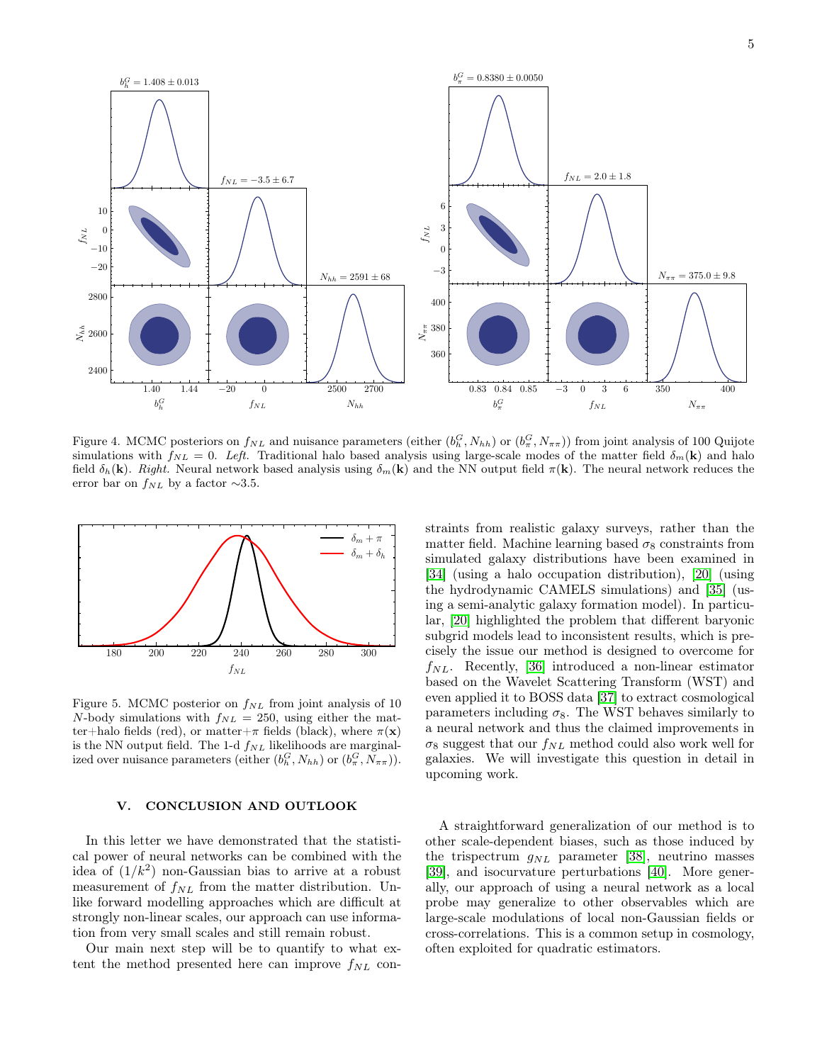Figure 4. MCMC posteriors on $f_{NL}$ and nuisance parameters (either $(b_h^G, N_{hh})$ or $(b_\pi^G, N_{\pi\pi})$) from joint analysis of 100 Quijote simulations with $f_{NL} = 0$. *Left.* Traditional halo based analysis using large-scale modes of the matter field $\delta_m(\mathbf{k})$ and halo field $\delta_h(\mathbf{k})$. *Right.* Neural network based analysis using $\delta_m(\mathbf{k})$ and the NN output field $\pi(\mathbf{k})$. The neural network reduces the error bar on $f_{NL}$ by a factor $\sim$3.5.

Figure 5. MCMC posterior on $f_{NL}$ from joint analysis of 10 $N$-body simulations with $f_{NL} = 250$, using either the matter+halo fields (red), or matter+$\pi$ fields (black), where $\pi(\mathbf{x})$ is the NN output field. The 1-d $f_{NL}$ likelihoods are marginalized over nuisance parameters (either $(b_h^G, N_{hh})$ or $(b_\pi^G, N_{\pi\pi})$).

## V. CONCLUSION AND OUTLOOK

In this letter we have demonstrated that the statistical power of neural networks can be combined with the idea of $(1/k^2)$ non-Gaussian bias to arrive at a robust measurement of $f_{NL}$ from the matter distribution. Unlike forward modelling approaches which are difficult at strongly non-linear scales, our approach can use information from very small scales and still remain robust.

Our main next step will be to quantify to what extent the method presented here can improve $f_{NL}$ constraints from realistic galaxy surveys, rather than the matter field. Machine learning based $\sigma_8$ constraints from simulated galaxy distributions have been examined in [34] (using a halo occupation distribution), [20] (using the hydrodynamic CAMELS simulations) and [35] (using a semi-analytic galaxy formation model). In particular, [20] highlighted the problem that different baryonic subgrid models lead to inconsistent results, which is precisely the issue our method is designed to overcome for $f_{NL}$. Recently, [36] introduced a non-linear estimator based on the Wavelet Scattering Transform (WST) and even applied it to BOSS data [37] to extract cosmological parameters including $\sigma_8$. The WST behaves similarly to a neural network and thus the claimed improvements in $\sigma_8$ suggest that our $f_{NL}$ method could also work well for galaxies. We will investigate this question in detail in upcoming work.

A straightforward generalization of our method is to other scale-dependent biases, such as those induced by the trispectrum $g_{NL}$ parameter [38], neutrino masses [39], and isocurvature perturbations [40]. More generally, our approach of using a neural network as a local probe may generalize to other observables which are large-scale modulations of local non-Gaussian fields or cross-correlations. This is a common setup in cosmology, often exploited for quadratic estimators.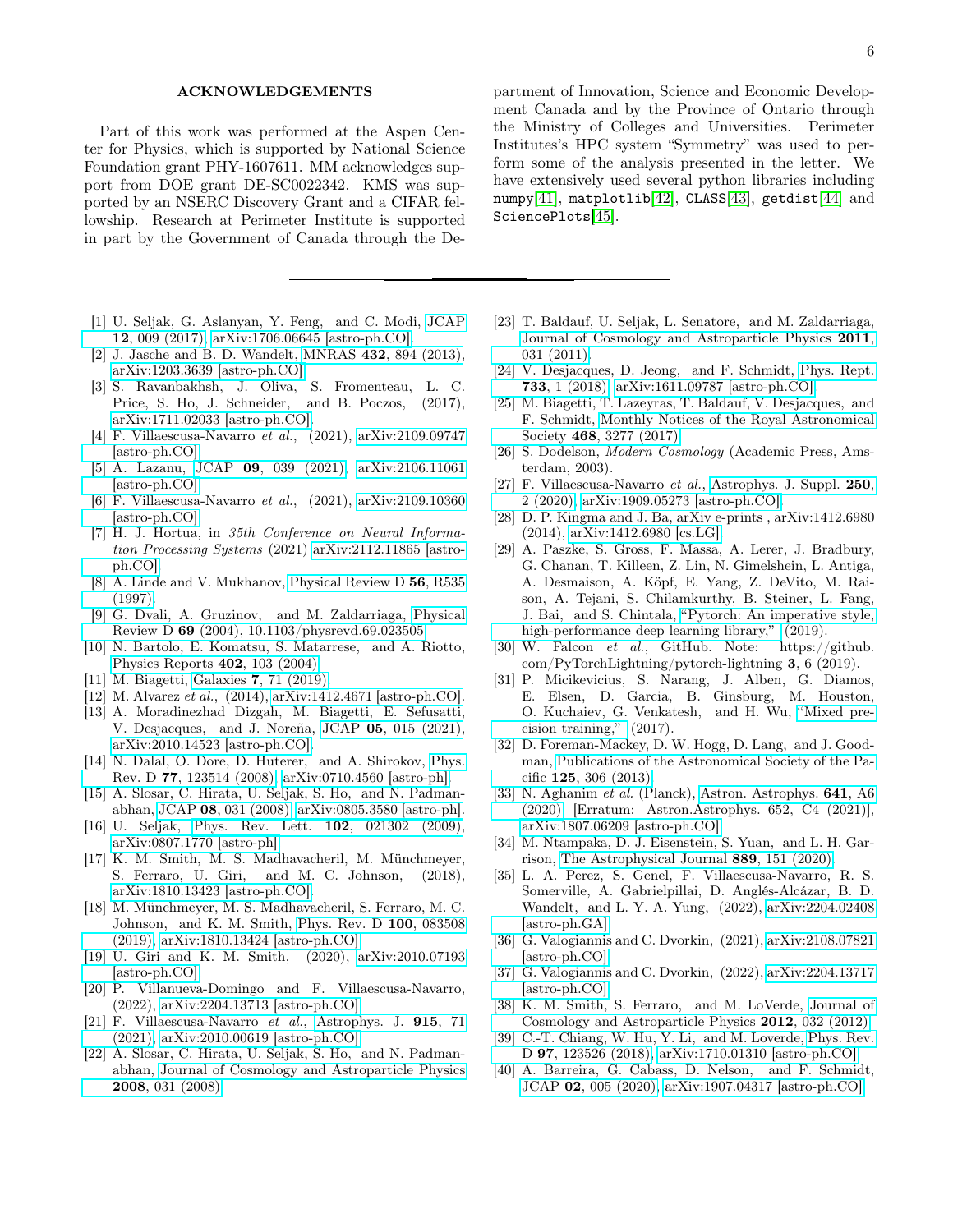## ACKNOWLEDGEMENTS

Part of this work was performed at the Aspen Center for Physics, which is supported by National Science Foundation grant PHY-1607611. MM acknowledges support from DOE grant DE-SC0022342. KMS was supported by an NSERC Discovery Grant and a CIFAR fellowship. Research at Perimeter Institute is supported in part by the Government of Canada through the Department of Innovation, Science and Economic Development Canada and by the Province of Ontario through the Ministry of Colleges and Universities. Perimeter Institutes's HPC system "Symmetry" was used to perform some of the analysis presented in the letter. We have extensively used several python libraries including `numpy`[41], `matplotlib`[42], `CLASS`[43], `getdist`[44] and `SciencePlots`[45].

---

[1] U. Seljak, G. Aslanyan, Y. Feng, and C. Modi, JCAP **12**, 009 (2017), arXiv:1706.06645 [astro-ph.CO].

[2] J. Jasche and B. D. Wandelt, MNRAS **432**, 894 (2013), arXiv:1203.3639 [astro-ph.CO].

[3] S. Ravanbakhsh, J. Oliva, S. Fromenteau, L. C. Price, S. Ho, J. Schneider, and B. Poczos, (2017), arXiv:1711.02033 [astro-ph.CO].

[4] F. Villaescusa-Navarro *et al.*, (2021), arXiv:2109.09747 [astro-ph.CO].

[5] A. Lazanu, JCAP **09**, 039 (2021), arXiv:2106.11061 [astro-ph.CO].

[6] F. Villaescusa-Navarro *et al.*, (2021), arXiv:2109.10360 [astro-ph.CO].

[7] H. J. Hortua, in *35th Conference on Neural Information Processing Systems* (2021) arXiv:2112.11865 [astro-ph.CO].

[8] A. Linde and V. Mukhanov, Physical Review D **56**, R535 (1997).

[9] G. Dvali, A. Gruzinov, and M. Zaldarriaga, Physical Review D **69** (2004), 10.1103/physrevd.69.023505.

[10] N. Bartolo, E. Komatsu, S. Matarrese, and A. Riotto, Physics Reports **402**, 103 (2004).

[11] M. Biagetti, Galaxies **7**, 71 (2019).

[12] M. Alvarez *et al.*, (2014), arXiv:1412.4671 [astro-ph.CO].

[13] A. Moradinezhad Dizgah, M. Biagetti, E. Sefusatti, V. Desjacques, and J. Noreña, JCAP **05**, 015 (2021), arXiv:2010.14523 [astro-ph.CO].

[14] N. Dalal, O. Dore, D. Huterer, and A. Shirokov, Phys. Rev. D **77**, 123514 (2008), arXiv:0710.4560 [astro-ph].

[15] A. Slosar, C. Hirata, U. Seljak, S. Ho, and N. Padmanabhan, JCAP **08**, 031 (2008), arXiv:0805.3580 [astro-ph].

[16] U. Seljak, Phys. Rev. Lett. **102**, 021302 (2009), arXiv:0807.1770 [astro-ph].

[17] K. M. Smith, M. S. Madhavacheril, M. Münchmeyer, S. Ferraro, U. Giri, and M. C. Johnson, (2018), arXiv:1810.13423 [astro-ph.CO].

[18] M. Münchmeyer, M. S. Madhavacheril, S. Ferraro, M. C. Johnson, and K. M. Smith, Phys. Rev. D **100**, 083508 (2019), arXiv:1810.13424 [astro-ph.CO].

[19] U. Giri and K. M. Smith, (2020), arXiv:2010.07193 [astro-ph.CO].

[20] P. Villanueva-Domingo and F. Villaescusa-Navarro, (2022), arXiv:2204.13713 [astro-ph.CO].

[21] F. Villaescusa-Navarro *et al.*, Astrophys. J. **915**, 71 (2021), arXiv:2010.00619 [astro-ph.CO].

[22] A. Slosar, C. Hirata, U. Seljak, S. Ho, and N. Padmanabhan, Journal of Cosmology and Astroparticle Physics **2008**, 031 (2008).

[23] T. Baldauf, U. Seljak, L. Senatore, and M. Zaldarriaga, Journal of Cosmology and Astroparticle Physics **2011**, 031 (2011).

[24] V. Desjacques, D. Jeong, and F. Schmidt, Phys. Rept. **733**, 1 (2018), arXiv:1611.09787 [astro-ph.CO].

[25] M. Biagetti, T. Lazeyras, T. Baldauf, V. Desjacques, and F. Schmidt, Monthly Notices of the Royal Astronomical Society **468**, 3277 (2017).

[26] S. Dodelson, *Modern Cosmology* (Academic Press, Amsterdam, 2003).

[27] F. Villaescusa-Navarro *et al.*, Astrophys. J. Suppl. **250**, 2 (2020), arXiv:1909.05273 [astro-ph.CO].

[28] D. P. Kingma and J. Ba, arXiv e-prints , arXiv:1412.6980 (2014), arXiv:1412.6980 [cs.LG].

[29] A. Paszke, S. Gross, F. Massa, A. Lerer, J. Bradbury, G. Chanan, T. Killeen, Z. Lin, N. Gimelshein, L. Antiga, A. Desmaison, A. Köpf, E. Yang, Z. DeVito, M. Raison, A. Tejani, S. Chilamkurthy, B. Steiner, L. Fang, J. Bai, and S. Chintala, "Pytorch: An imperative style, high-performance deep learning library," (2019).

[30] W. Falcon *et al.*, GitHub. Note: https://github.com/PyTorchLightning/pytorch-lightning **3**, 6 (2019).

[31] P. Micikevicius, S. Narang, J. Alben, G. Diamos, E. Elsen, D. Garcia, B. Ginsburg, M. Houston, O. Kuchaiev, G. Venkatesh, and H. Wu, "Mixed precision training," (2017).

[32] D. Foreman-Mackey, D. W. Hogg, D. Lang, and J. Goodman, Publications of the Astronomical Society of the Pacific **125**, 306 (2013).

[33] N. Aghanim *et al.* (Planck), Astron. Astrophys. **641**, A6 (2020), [Erratum: Astron.Astrophys. 652, C4 (2021)], arXiv:1807.06209 [astro-ph.CO].

[34] M. Ntampaka, D. J. Eisenstein, S. Yuan, and L. H. Garrison, The Astrophysical Journal **889**, 151 (2020).

[35] L. A. Perez, S. Genel, F. Villaescusa-Navarro, R. S. Somerville, A. Gabrielpillai, D. Anglés-Alcázar, B. D. Wandelt, and L. Y. A. Yung, (2022), arXiv:2204.02408 [astro-ph.GA].

[36] G. Valogiannis and C. Dvorkin, (2021), arXiv:2108.07821 [astro-ph.CO].

[37] G. Valogiannis and C. Dvorkin, (2022), arXiv:2204.13717 [astro-ph.CO].

[38] K. M. Smith, S. Ferraro, and M. LoVerde, Journal of Cosmology and Astroparticle Physics **2012**, 032 (2012).

[39] C.-T. Chiang, W. Hu, Y. Li, and M. Loverde, Phys. Rev. D **97**, 123526 (2018), arXiv:1710.01310 [astro-ph.CO].

[40] A. Barreira, G. Cabass, D. Nelson, and F. Schmidt, JCAP **02**, 005 (2020), arXiv:1907.04317 [astro-ph.CO].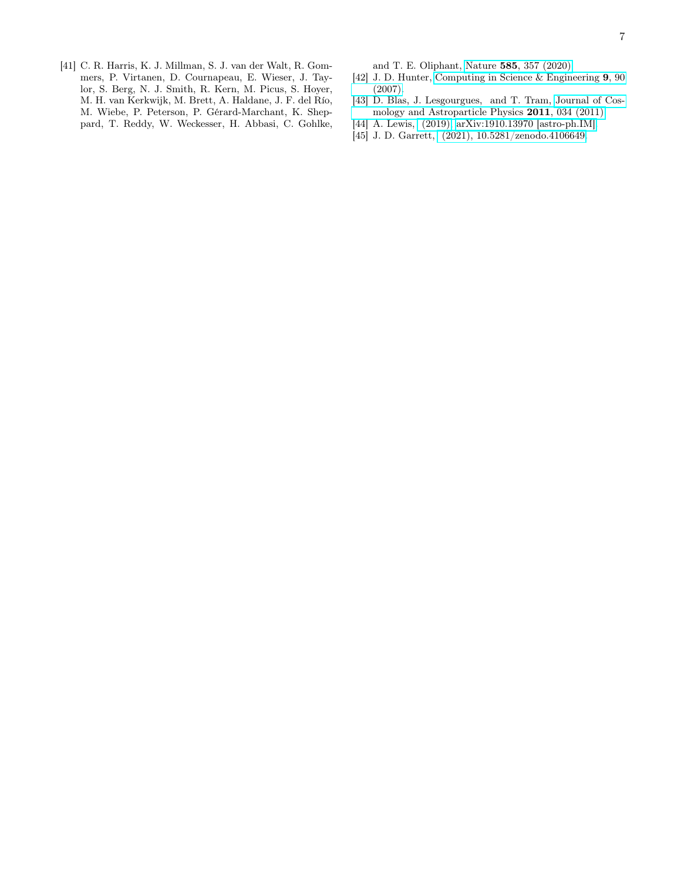[41] C. R. Harris, K. J. Millman, S. J. van der Walt, R. Gommers, P. Virtanen, D. Cournapeau, E. Wieser, J. Taylor, S. Berg, N. J. Smith, R. Kern, M. Picus, S. Hoyer, M. H. van Kerkwijk, M. Brett, A. Haldane, J. F. del Río, M. Wiebe, P. Peterson, P. Gérard-Marchant, K. Sheppard, T. Reddy, W. Weckesser, H. Abbasi, C. Gohlke, and T. E. Oliphant, Nature **585**, 357 (2020).

[42] J. D. Hunter, Computing in Science & Engineering **9**, 90 (2007).

[43] D. Blas, J. Lesgourgues, and T. Tram, Journal of Cosmology and Astroparticle Physics **2011**, 034 (2011).

[44] A. Lewis, (2019), arXiv:1910.13970 [astro-ph.IM].

[45] J. D. Garrett, (2021), 10.5281/zenodo.4106649.